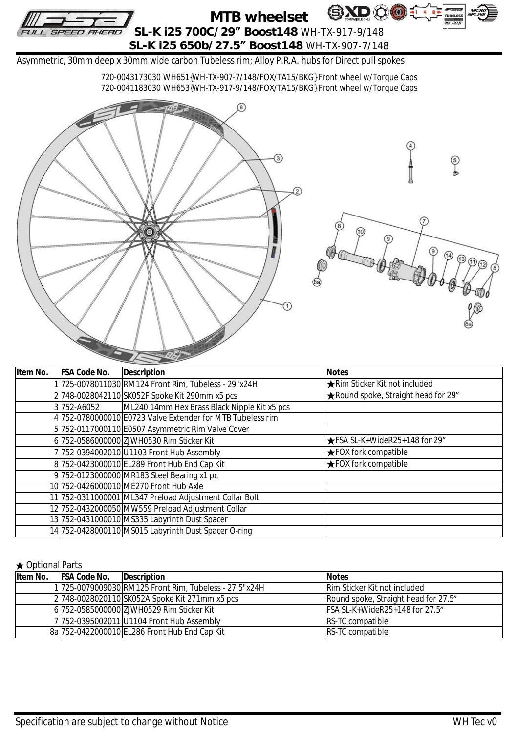# MTB wheelset

## SL-K i25 700C/29" Boost148 WH-TX-917-9/148
## SL-K i25 650b/27.5" Boost148 WH-TX-907-7/148

Asymmetric, 30mm deep x 30mm wide carbon Tubeless rim; Alloy P.R.A. hubs for Direct pull spokes

720-0043173030 WH651{WH-TX-907-7/148/FOX/TA15/BKG} Front wheel w/Torque Caps
720-0041183030 WH653{WH-TX-917-9/148/FOX/TA15/BKG} Front wheel w/Torque Caps

| Item No. | FSA Code No. | Description | Notes |
|---|---|---|---|
| 1 | 725-0078011030 | RM124 Front Rim, Tubeless - 29"x24H | ★Rim Sticker Kit not included |
| 2 | 748-0028042110 | SK052F Spoke Kit 290mm x5 pcs | ★Round spoke, Straight head for 29" |
| 3 | 752-A6052 | ML240 14mm Hex Brass Black Nipple Kit x5 pcs | |
| 4 | 752-0780000010 | E0723 Valve Extender for MTB Tubeless rim | |
| 5 | 752-0117000110 | E0507 Asymmetric Rim Valve Cover | |
| 6 | 752-0586000000 | ZJWH0530 Rim Sticker Kit | ★FSA SL-K+WideR25+148 for 29" |
| 7 | 752-0394002010 | U1103 Front Hub Assembly | ★FOX fork compatible |
| 8 | 752-0423000010 | EL289 Front Hub End Cap Kit | ★FOX fork compatible |
| 9 | 752-0123000000 | MR183 Steel Bearing x1 pc | |
| 10 | 752-0426000010 | ME270 Front Hub Axle | |
| 11 | 752-0311000001 | ML347 Preload Adjustment Collar Bolt | |
| 12 | 752-0432000050 | MW559 Preload Adjustment Collar | |
| 13 | 752-0431000010 | MS335 Labyrinth Dust Spacer | |
| 14 | 752-0428000110 | MS015 Labyrinth Dust Spacer O-ring | |

★ Optional Parts

| Item No. | FSA Code No. | Description | Notes |
|---|---|---|---|
| 1 | 725-0079009030 | RM125 Front Rim, Tubeless - 27.5"x24H | Rim Sticker Kit not included |
| 2 | 748-0028020110 | SK052A Spoke Kit 271mm x5 pcs | Round spoke, Straight head for 27.5" |
| 6 | 752-0585000000 | ZJWH0529 Rim Sticker Kit | FSA SL-K+WideR25+148 for 27.5" |
| 7 | 752-0395002011 | U1104 Front Hub Assembly | RS-TC compatible |
| 8a | 752-0422000010 | EL286 Front Hub End Cap Kit | RS-TC compatible |

Specification are subject to change without Notice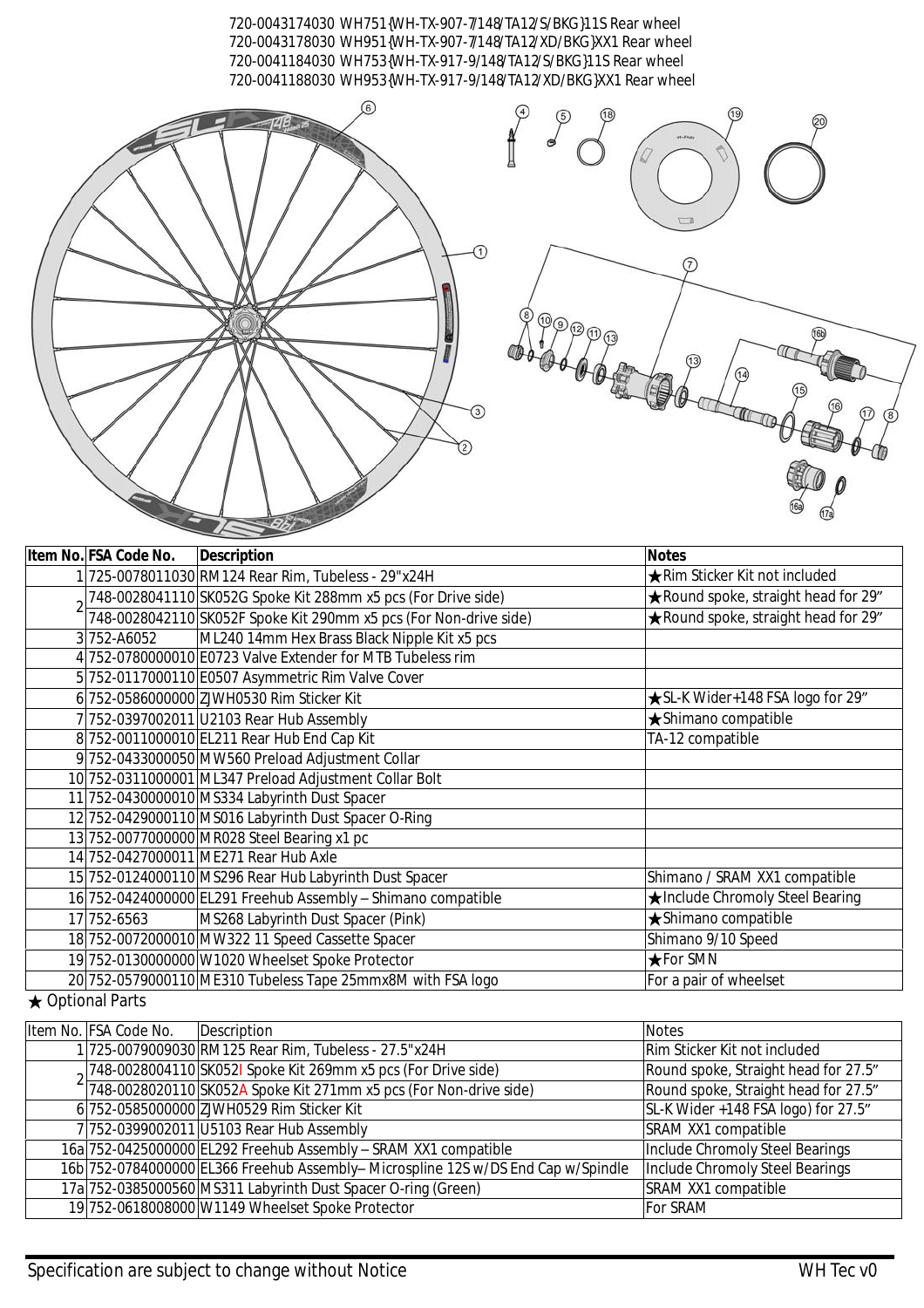720-0043174030 WH751{WH-TX-907-7/148/TA12/S/BKG}11S Rear wheel
720-0043178030 WH951{WH-TX-907-7/148/TA12/XD/BKG}XX1 Rear wheel
720-0041184030 WH753{WH-TX-917-9/148/TA12/S/BKG}11S Rear wheel
720-0041188030 WH953{WH-TX-917-9/148/TA12/XD/BKG}XX1 Rear wheel

| Item No. | FSA Code No. | Description | Notes |
|---|---|---|---|
| 1 | 725-0078011030 | RM124 Rear Rim, Tubeless - 29"x24H | ★Rim Sticker Kit not included |
| 2 | 748-0028041110 | SK052G Spoke Kit 288mm x5 pcs (For Drive side) | ★Round spoke, straight head for 29" |
| | 748-0028042110 | SK052F Spoke Kit 290mm x5 pcs (For Non-drive side) | ★Round spoke, straight head for 29" |
| 3 | 752-A6052 | ML240 14mm Hex Brass Black Nipple Kit x5 pcs | |
| 4 | 752-0780000010 | E0723 Valve Extender for MTB Tubeless rim | |
| 5 | 752-0117000110 | E0507 Asymmetric Rim Valve Cover | |
| 6 | 752-0586000000 | ZJWH0530 Rim Sticker Kit | ★SL-K Wider+148 FSA logo for 29" |
| 7 | 752-0397002011 | U2103 Rear Hub Assembly | ★Shimano compatible |
| 8 | 752-0011000010 | EL211 Rear Hub End Cap Kit | TA-12 compatible |
| 9 | 752-0433000050 | MW560 Preload Adjustment Collar | |
| 10 | 752-0311000001 | ML347 Preload Adjustment Collar Bolt | |
| 11 | 752-0430000010 | MS334 Labyrinth Dust Spacer | |
| 12 | 752-0429000110 | MS016 Labyrinth Dust Spacer O-Ring | |
| 13 | 752-0077000000 | MR028 Steel Bearing x1 pc | |
| 14 | 752-0427000011 | ME271 Rear Hub Axle | |
| 15 | 752-0124000110 | MS296 Rear Hub Labyrinth Dust Spacer | Shimano / SRAM XX1 compatible |
| 16 | 752-0424000000 | EL291 Freehub Assembly – Shimano compatible | ★Include Chromoly Steel Bearing |
| 17 | 752-6563 | MS268 Labyrinth Dust Spacer (Pink) | ★Shimano compatible |
| 18 | 752-0072000010 | MW322 11 Speed Cassette Spacer | Shimano 9/10 Speed |
| 19 | 752-0130000000 | W1020 Wheelset Spoke Protector | ★For SMN |
| 20 | 752-0579000110 | ME310 Tubeless Tape 25mmx8M with FSA logo | For a pair of wheelset |

★ Optional Parts

| Item No. | FSA Code No. | Description | Notes |
|---|---|---|---|
| 1 | 725-0079009030 | RM125 Rear Rim, Tubeless - 27.5"x24H | Rim Sticker Kit not included |
| 2 | 748-0028004110 | SK052I Spoke Kit 269mm x5 pcs (For Drive side) | Round spoke, Straight head for 27.5" |
| | 748-0028020110 | SK052A Spoke Kit 271mm x5 pcs (For Non-drive side) | Round spoke, Straight head for 27.5" |
| 6 | 752-0585000000 | ZJWH0529 Rim Sticker Kit | SL-K Wider +148 FSA logo) for 27.5" |
| 7 | 752-0399002011 | U5103 Rear Hub Assembly | SRAM XX1 compatible |
| 16a | 752-0425000000 | EL292 Freehub Assembly – SRAM XX1 compatible | Include Chromoly Steel Bearings |
| 16b | 752-0784000000 | EL366 Freehub Assembly– Microspline 12S w/DS End Cap w/Spindle | Include Chromoly Steel Bearings |
| 17a | 752-0385000560 | MS311 Labyrinth Dust Spacer O-ring (Green) | SRAM XX1 compatible |
| 19 | 752-0618008000 | W1149 Wheelset Spoke Protector | For SRAM |

Specification are subject to change without Notice

WH Tec v0